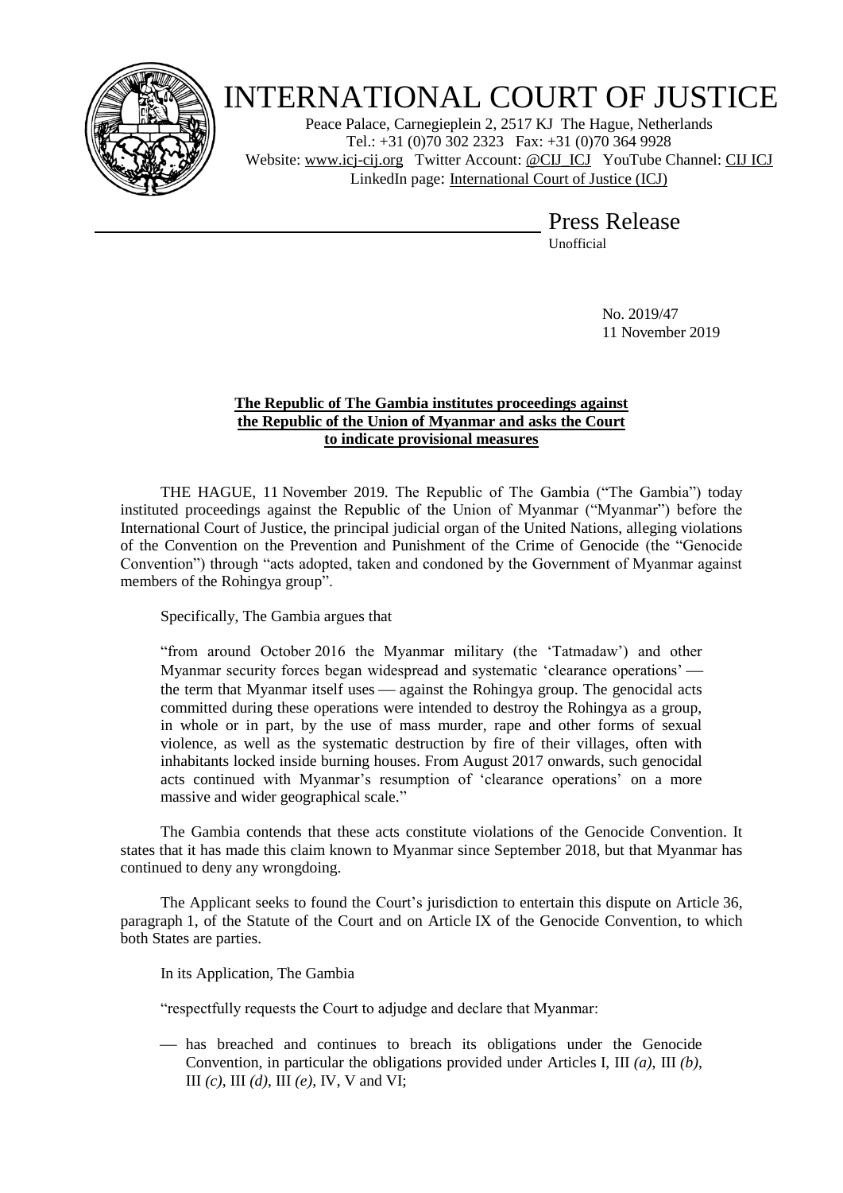# INTERNATIONAL COURT OF JUSTICE

Peace Palace, Carnegieplein 2, 2517 KJ The Hague, Netherlands
Tel.: +31 (0)70 302 2323 Fax: +31 (0)70 364 9928
Website: www.icj-cij.org Twitter Account: @CIJ_ICJ YouTube Channel: CIJ ICJ
LinkedIn page: International Court of Justice (ICJ)

## Press Release

Unofficial

No. 2019/47
11 November 2019

### The Republic of The Gambia institutes proceedings against the Republic of the Union of Myanmar and asks the Court to indicate provisional measures

THE HAGUE, 11 November 2019. The Republic of The Gambia ("The Gambia") today instituted proceedings against the Republic of the Union of Myanmar ("Myanmar") before the International Court of Justice, the principal judicial organ of the United Nations, alleging violations of the Convention on the Prevention and Punishment of the Crime of Genocide (the "Genocide Convention") through "acts adopted, taken and condoned by the Government of Myanmar against members of the Rohingya group".

Specifically, The Gambia argues that

> "from around October 2016 the Myanmar military (the 'Tatmadaw') and other Myanmar security forces began widespread and systematic 'clearance operations' — the term that Myanmar itself uses — against the Rohingya group. The genocidal acts committed during these operations were intended to destroy the Rohingya as a group, in whole or in part, by the use of mass murder, rape and other forms of sexual violence, as well as the systematic destruction by fire of their villages, often with inhabitants locked inside burning houses. From August 2017 onwards, such genocidal acts continued with Myanmar's resumption of 'clearance operations' on a more massive and wider geographical scale."

The Gambia contends that these acts constitute violations of the Genocide Convention. It states that it has made this claim known to Myanmar since September 2018, but that Myanmar has continued to deny any wrongdoing.

The Applicant seeks to found the Court's jurisdiction to entertain this dispute on Article 36, paragraph 1, of the Statute of the Court and on Article IX of the Genocide Convention, to which both States are parties.

In its Application, The Gambia

"respectfully requests the Court to adjudge and declare that Myanmar:

- has breached and continues to breach its obligations under the Genocide Convention, in particular the obligations provided under Articles I, III *(a)*, III *(b)*, III *(c)*, III *(d)*, III *(e)*, IV, V and VI;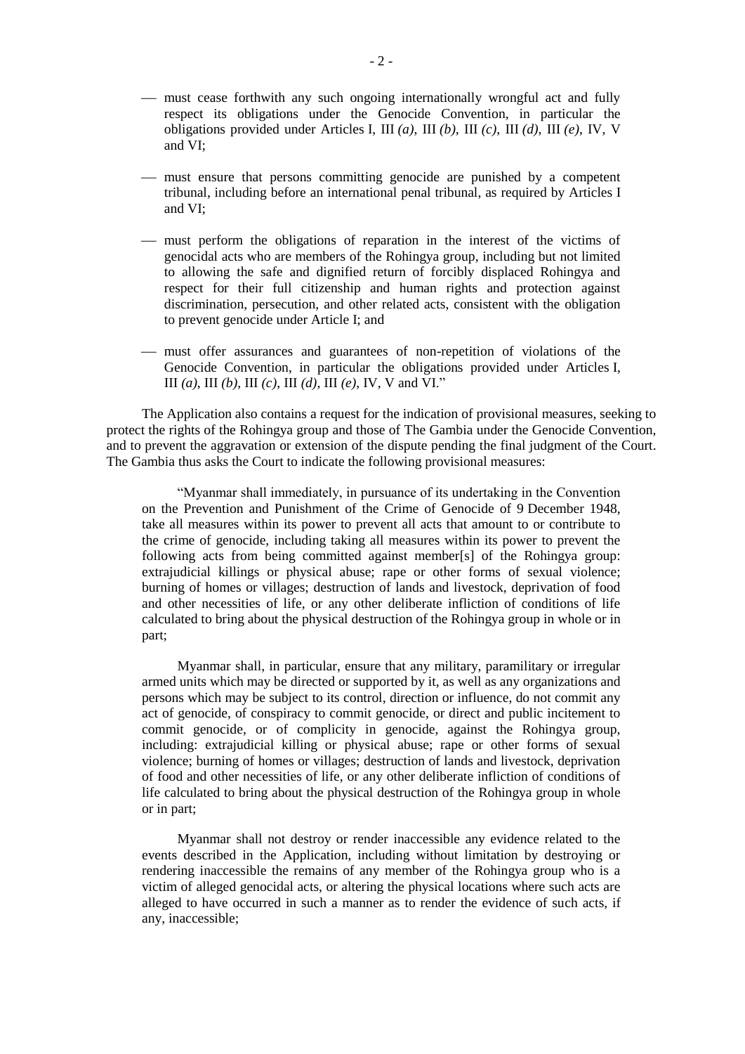- must cease forthwith any such ongoing internationally wrongful act and fully respect its obligations under the Genocide Convention, in particular the obligations provided under Articles I, III *(a)*, III *(b)*, III *(c)*, III *(d)*, III *(e)*, IV, V and VI;

- must ensure that persons committing genocide are punished by a competent tribunal, including before an international penal tribunal, as required by Articles I and VI;

- must perform the obligations of reparation in the interest of the victims of genocidal acts who are members of the Rohingya group, including but not limited to allowing the safe and dignified return of forcibly displaced Rohingya and respect for their full citizenship and human rights and protection against discrimination, persecution, and other related acts, consistent with the obligation to prevent genocide under Article I; and

- must offer assurances and guarantees of non-repetition of violations of the Genocide Convention, in particular the obligations provided under Articles I, III *(a)*, III *(b)*, III *(c)*, III *(d)*, III *(e)*, IV, V and VI."

The Application also contains a request for the indication of provisional measures, seeking to protect the rights of the Rohingya group and those of The Gambia under the Genocide Convention, and to prevent the aggravation or extension of the dispute pending the final judgment of the Court. The Gambia thus asks the Court to indicate the following provisional measures:

> "Myanmar shall immediately, in pursuance of its undertaking in the Convention on the Prevention and Punishment of the Crime of Genocide of 9 December 1948, take all measures within its power to prevent all acts that amount to or contribute to the crime of genocide, including taking all measures within its power to prevent the following acts from being committed against member[s] of the Rohingya group: extrajudicial killings or physical abuse; rape or other forms of sexual violence; burning of homes or villages; destruction of lands and livestock, deprivation of food and other necessities of life, or any other deliberate infliction of conditions of life calculated to bring about the physical destruction of the Rohingya group in whole or in part;
>
> Myanmar shall, in particular, ensure that any military, paramilitary or irregular armed units which may be directed or supported by it, as well as any organizations and persons which may be subject to its control, direction or influence, do not commit any act of genocide, of conspiracy to commit genocide, or direct and public incitement to commit genocide, or of complicity in genocide, against the Rohingya group, including: extrajudicial killing or physical abuse; rape or other forms of sexual violence; burning of homes or villages; destruction of lands and livestock, deprivation of food and other necessities of life, or any other deliberate infliction of conditions of life calculated to bring about the physical destruction of the Rohingya group in whole or in part;
>
> Myanmar shall not destroy or render inaccessible any evidence related to the events described in the Application, including without limitation by destroying or rendering inaccessible the remains of any member of the Rohingya group who is a victim of alleged genocidal acts, or altering the physical locations where such acts are alleged to have occurred in such a manner as to render the evidence of such acts, if any, inaccessible;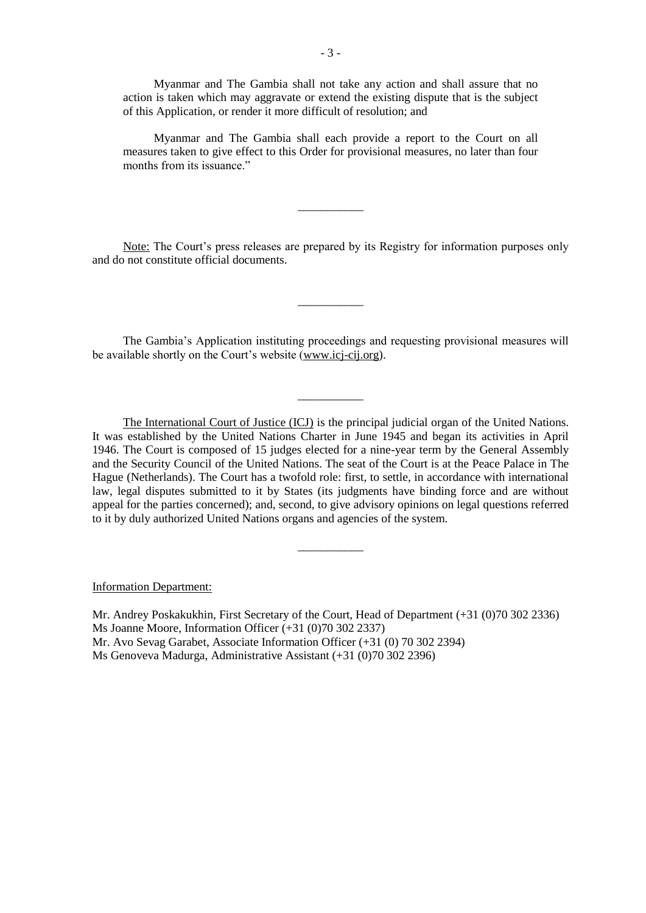Myanmar and The Gambia shall not take any action and shall assure that no action is taken which may aggravate or extend the existing dispute that is the subject of this Application, or render it more difficult of resolution; and

Myanmar and The Gambia shall each provide a report to the Court on all measures taken to give effect to this Order for provisional measures, no later than four months from its issuance."

---

Note: The Court's press releases are prepared by its Registry for information purposes only and do not constitute official documents.

---

The Gambia's Application instituting proceedings and requesting provisional measures will be available shortly on the Court's website (www.icj-cij.org).

---

The International Court of Justice (ICJ) is the principal judicial organ of the United Nations. It was established by the United Nations Charter in June 1945 and began its activities in April 1946. The Court is composed of 15 judges elected for a nine-year term by the General Assembly and the Security Council of the United Nations. The seat of the Court is at the Peace Palace in The Hague (Netherlands). The Court has a twofold role: first, to settle, in accordance with international law, legal disputes submitted to it by States (its judgments have binding force and are without appeal for the parties concerned); and, second, to give advisory opinions on legal questions referred to it by duly authorized United Nations organs and agencies of the system.

---

Information Department:

Mr. Andrey Poskakukhin, First Secretary of the Court, Head of Department (+31 (0)70 302 2336)
Ms Joanne Moore, Information Officer (+31 (0)70 302 2337)
Mr. Avo Sevag Garabet, Associate Information Officer (+31 (0) 70 302 2394)
Ms Genoveva Madurga, Administrative Assistant (+31 (0)70 302 2396)